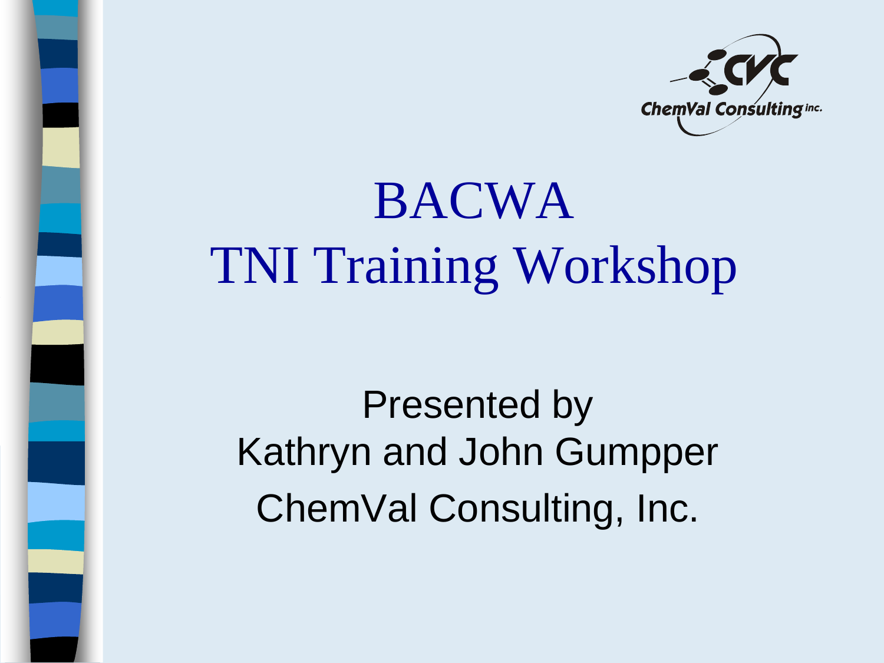# BACWA
# TNI Training Workshop

Presented by
Kathryn and John Gumpper
ChemVal Consulting, Inc.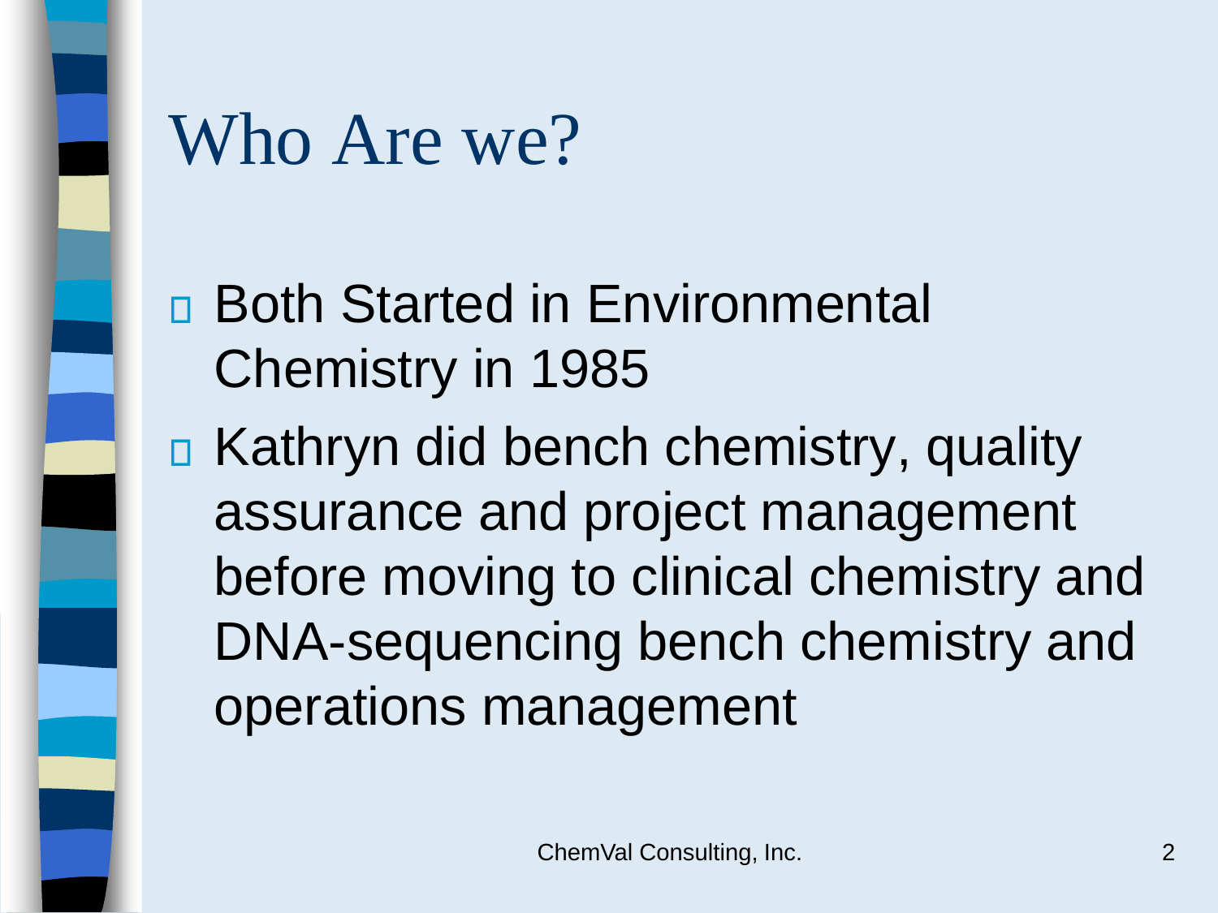# Who Are we?

- Both Started in Environmental Chemistry in 1985
- Kathryn did bench chemistry, quality assurance and project management before moving to clinical chemistry and DNA-sequencing bench chemistry and operations management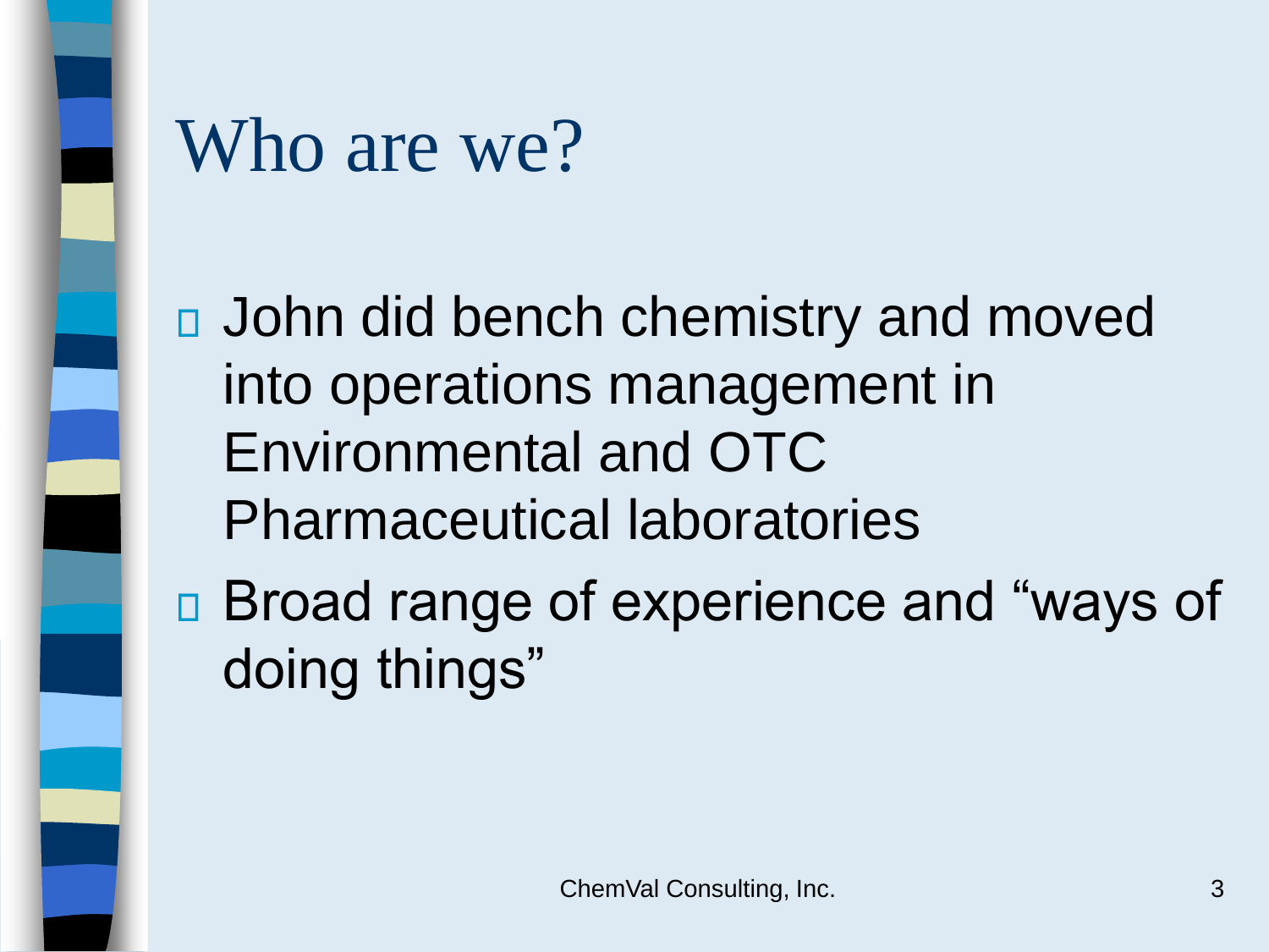# Who are we?

- John did bench chemistry and moved into operations management in Environmental and OTC Pharmaceutical laboratories
- Broad range of experience and "ways of doing things"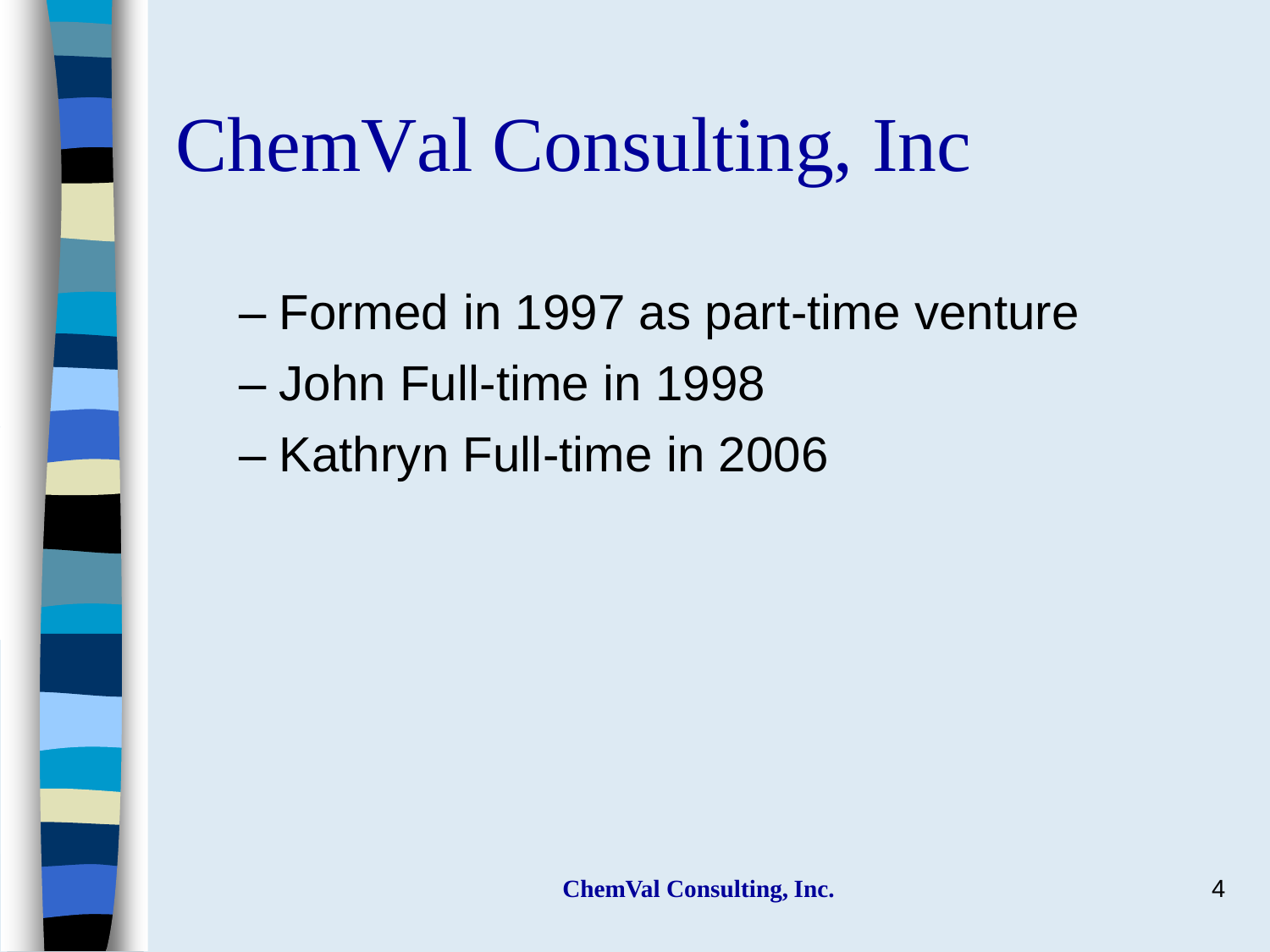# ChemVal Consulting, Inc

- Formed in 1997 as part-time venture
- John Full-time in 1998
- Kathryn Full-time in 2006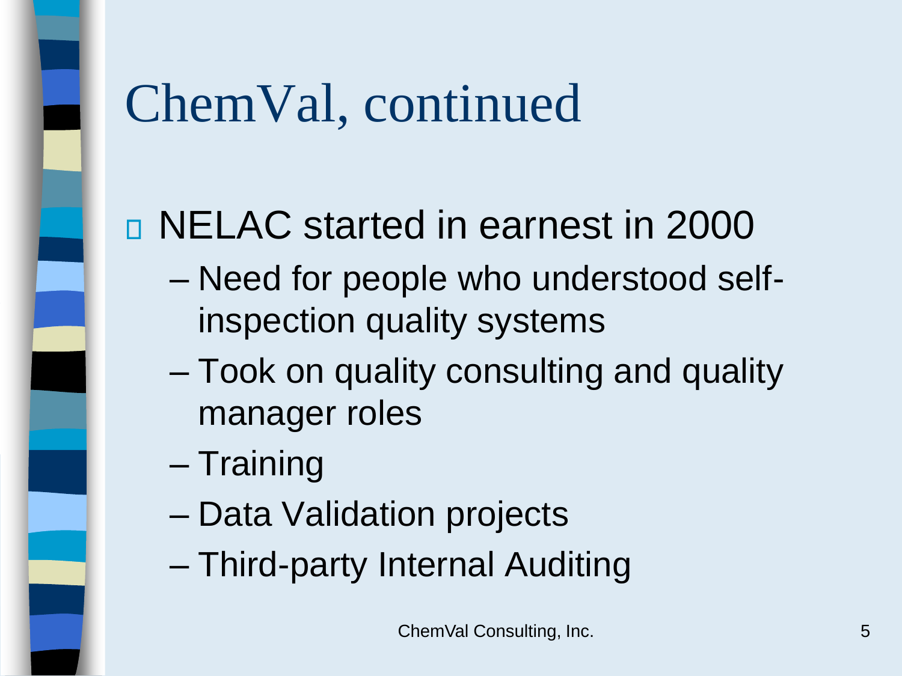# ChemVal, continued

- NELAC started in earnest in 2000
  - Need for people who understood self-inspection quality systems
  - Took on quality consulting and quality manager roles
  - Training
  - Data Validation projects
  - Third-party Internal Auditing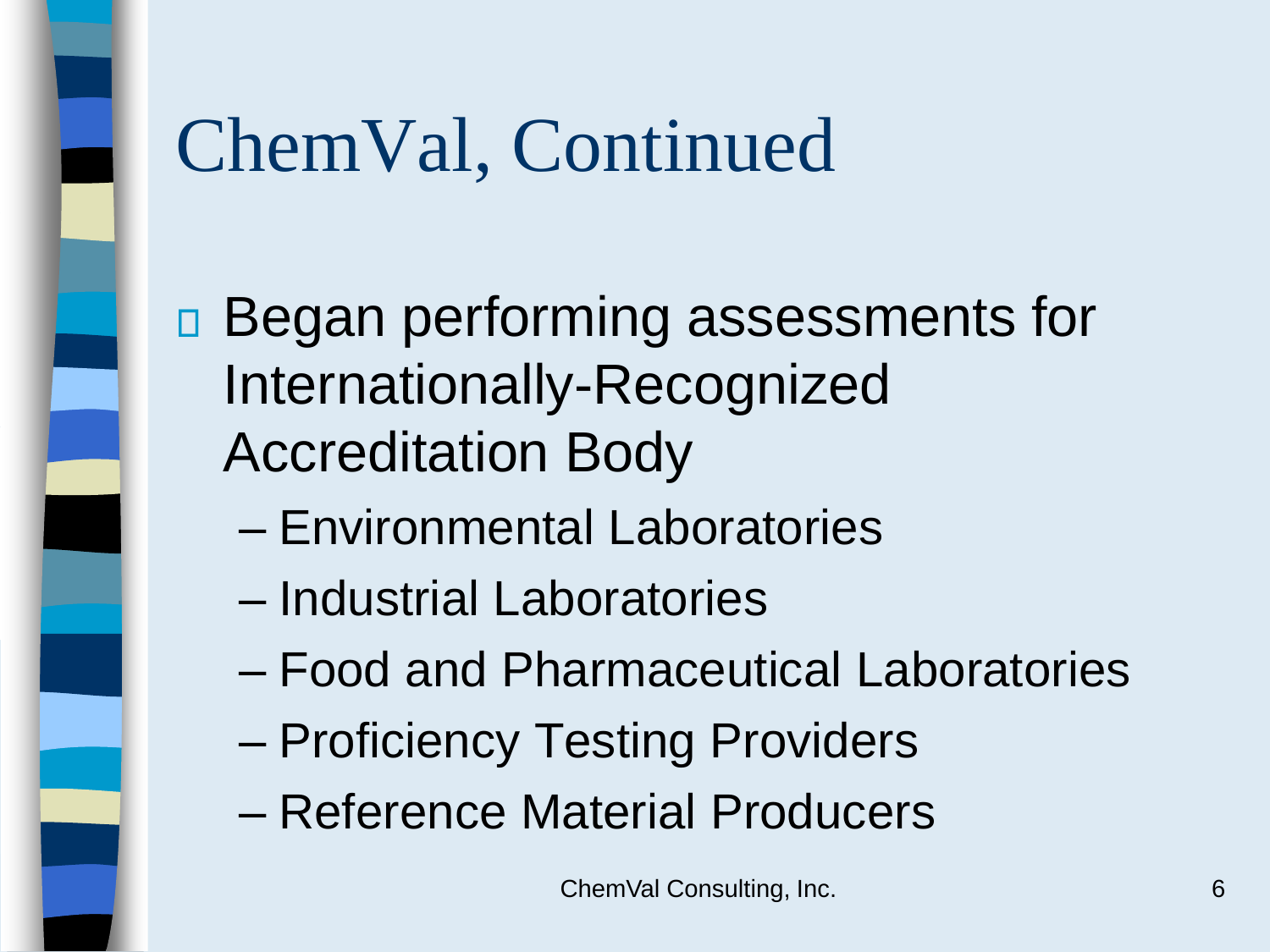# ChemVal, Continued

- Began performing assessments for Internationally-Recognized Accreditation Body
  - Environmental Laboratories
  - Industrial Laboratories
  - Food and Pharmaceutical Laboratories
  - Proficiency Testing Providers
  - Reference Material Producers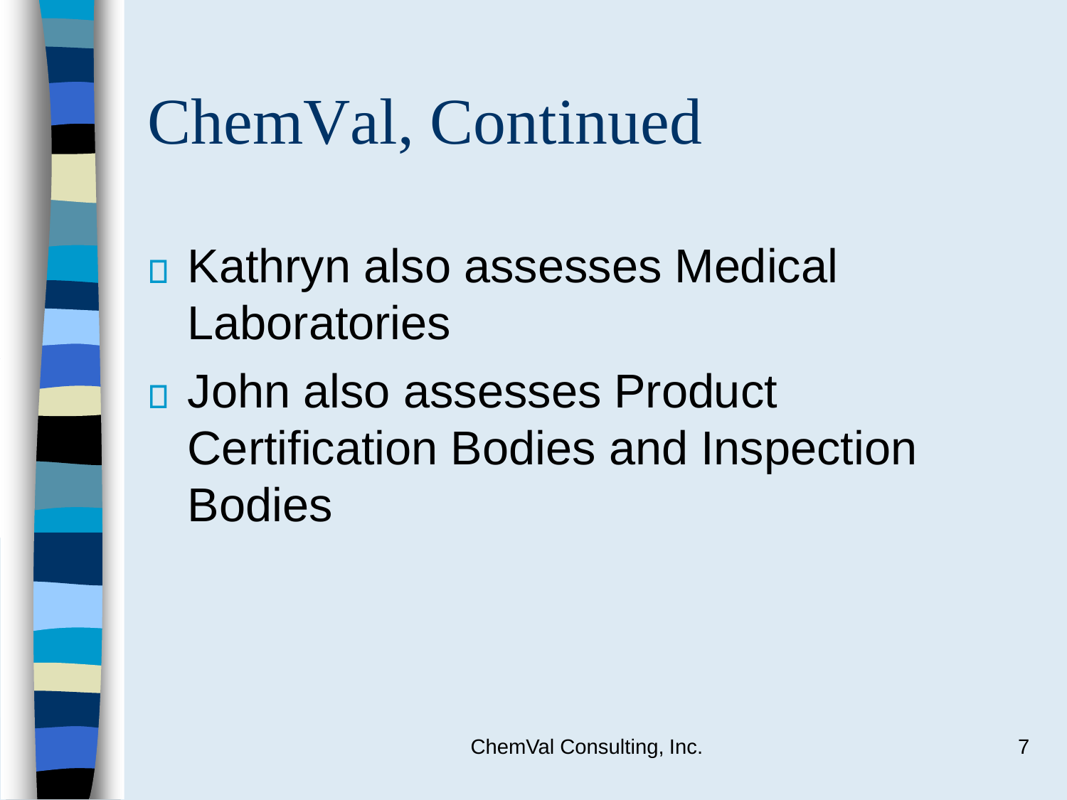# ChemVal, Continued

- Kathryn also assesses Medical Laboratories
- John also assesses Product Certification Bodies and Inspection Bodies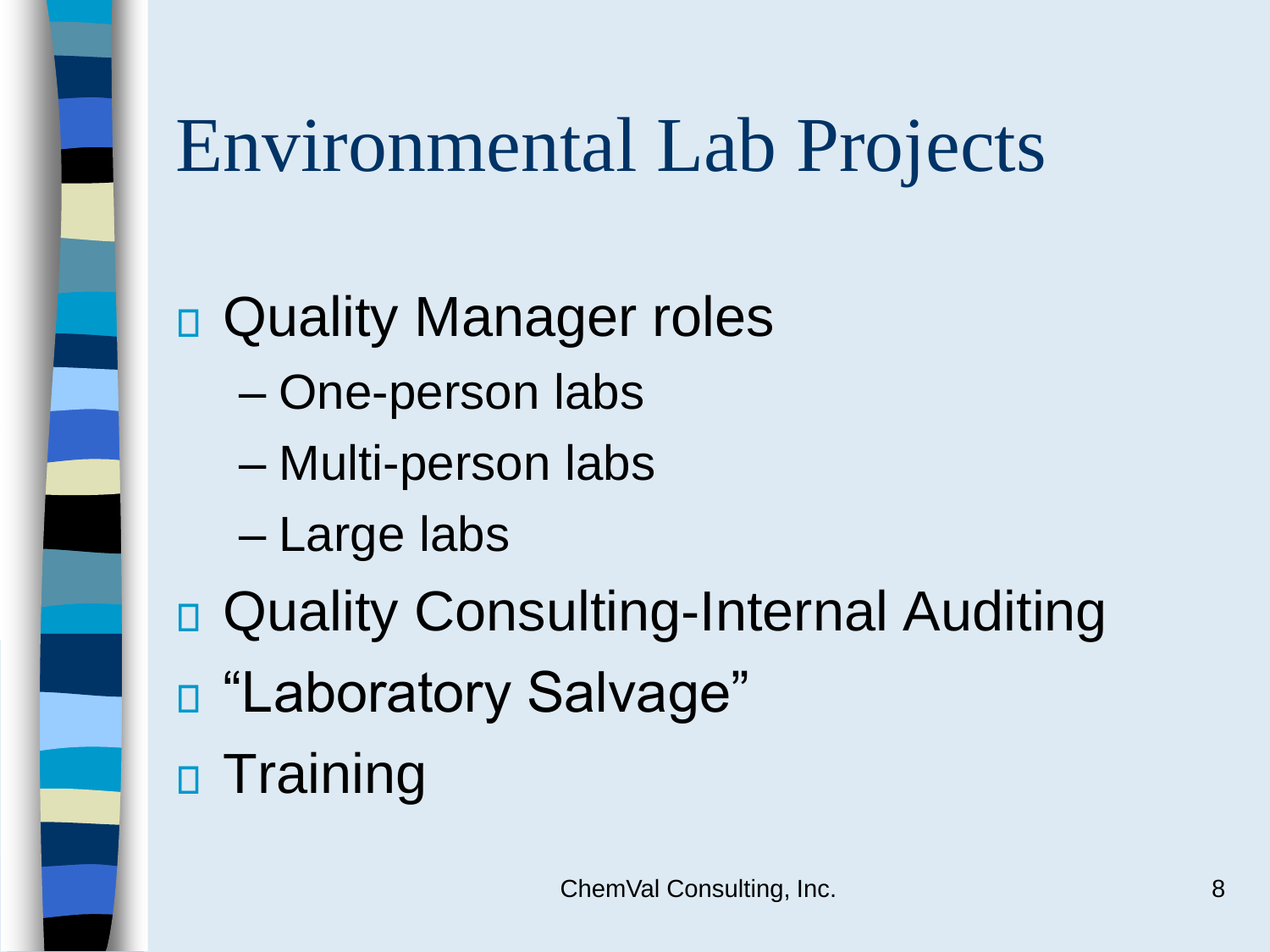# Environmental Lab Projects

- Quality Manager roles
  - One-person labs
  - Multi-person labs
  - Large labs
- Quality Consulting-Internal Auditing
- "Laboratory Salvage"
- Training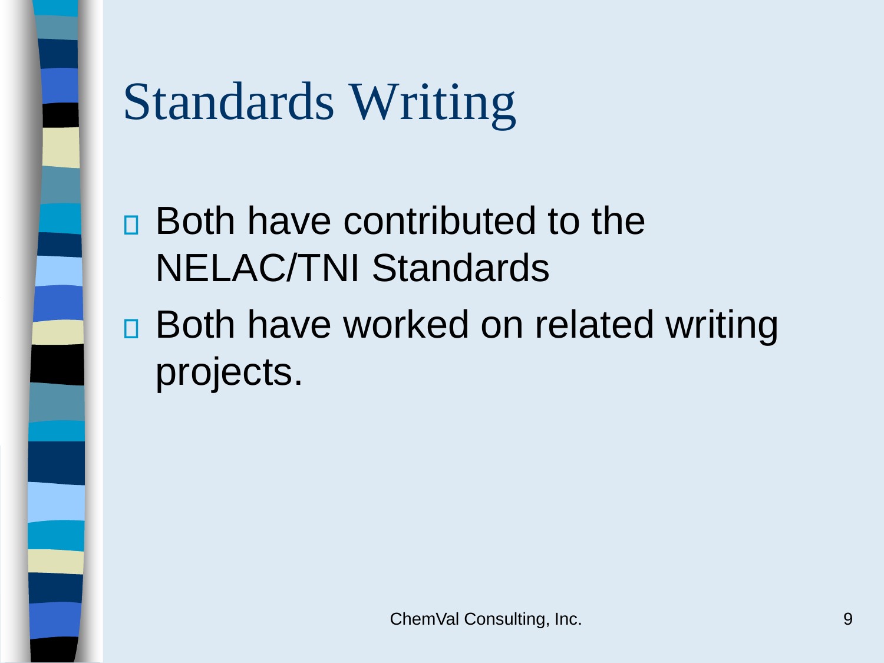# Standards Writing

- Both have contributed to the NELAC/TNI Standards
- Both have worked on related writing projects.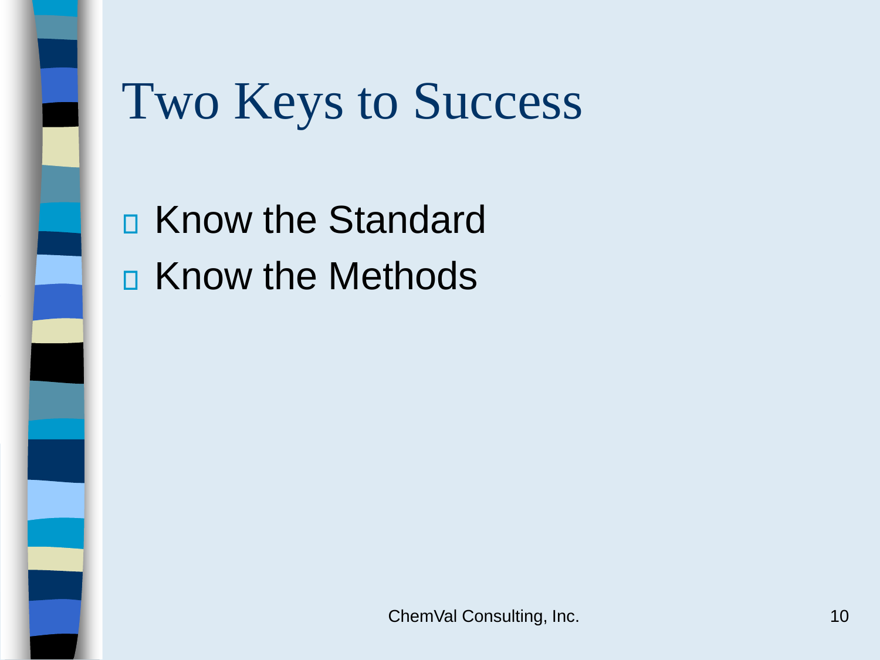# Two Keys to Success

- Know the Standard
- Know the Methods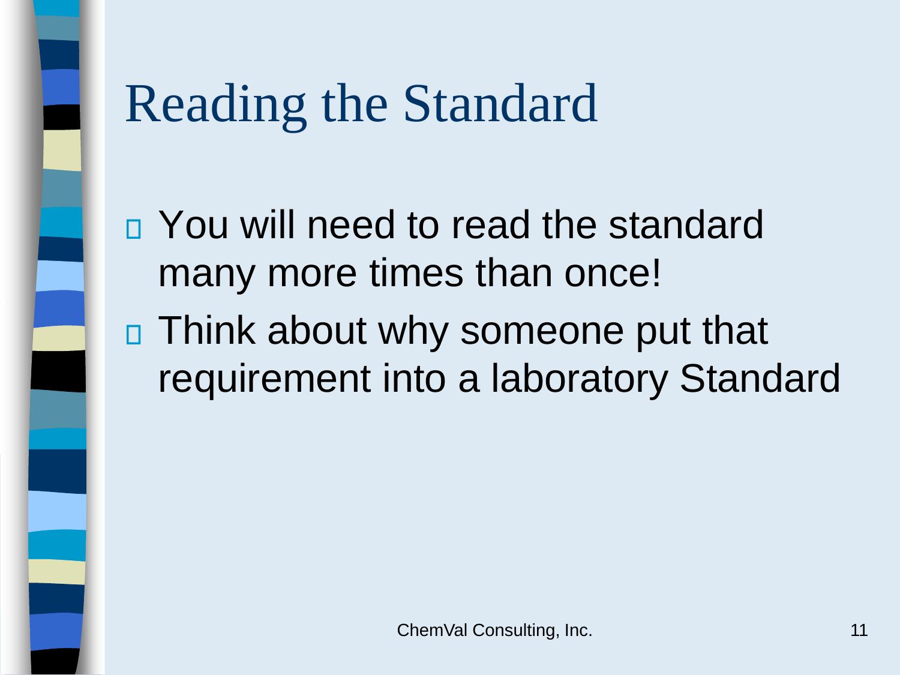# Reading the Standard

- You will need to read the standard many more times than once!
- Think about why someone put that requirement into a laboratory Standard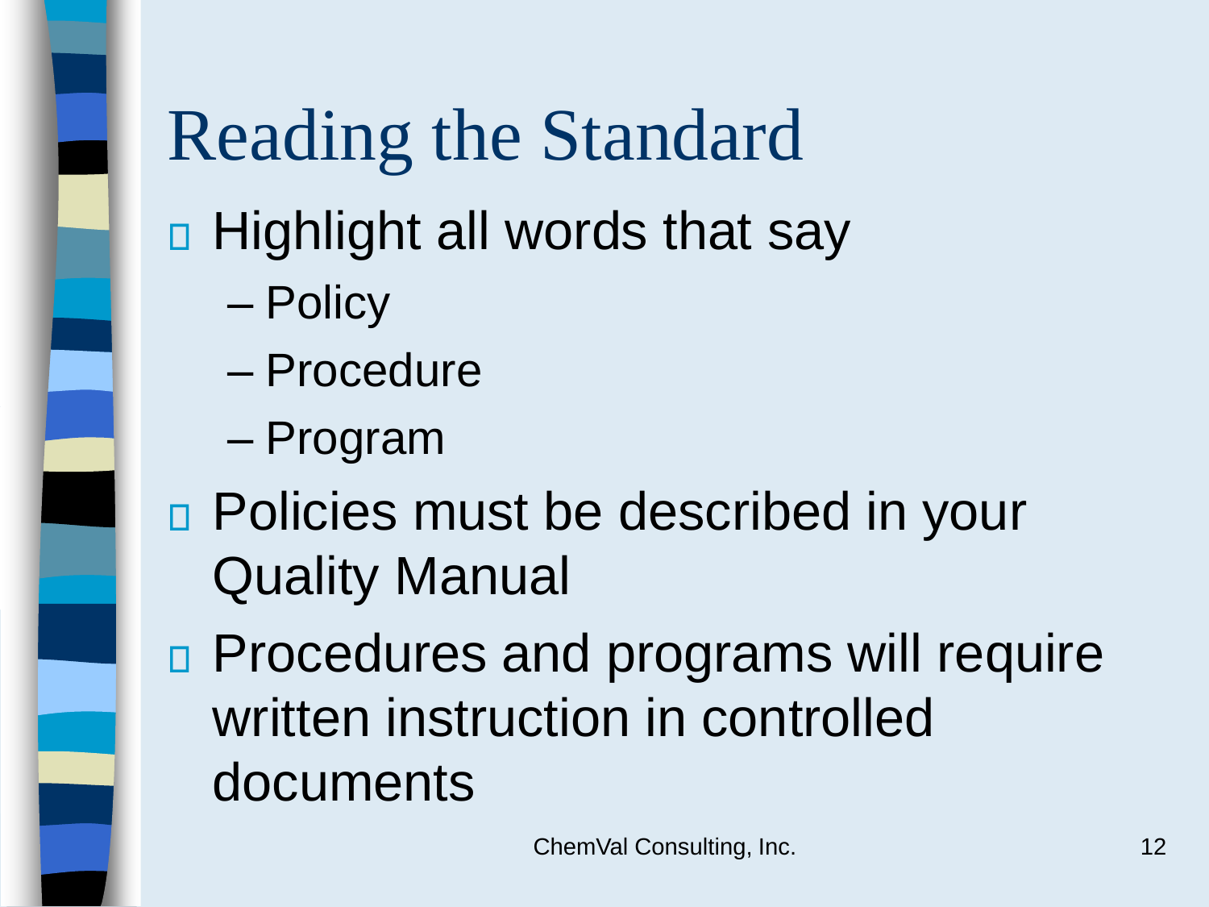# Reading the Standard

- Highlight all words that say
  - Policy
  - Procedure
  - Program
- Policies must be described in your Quality Manual
- Procedures and programs will require written instruction in controlled documents

ChemVal Consulting, Inc.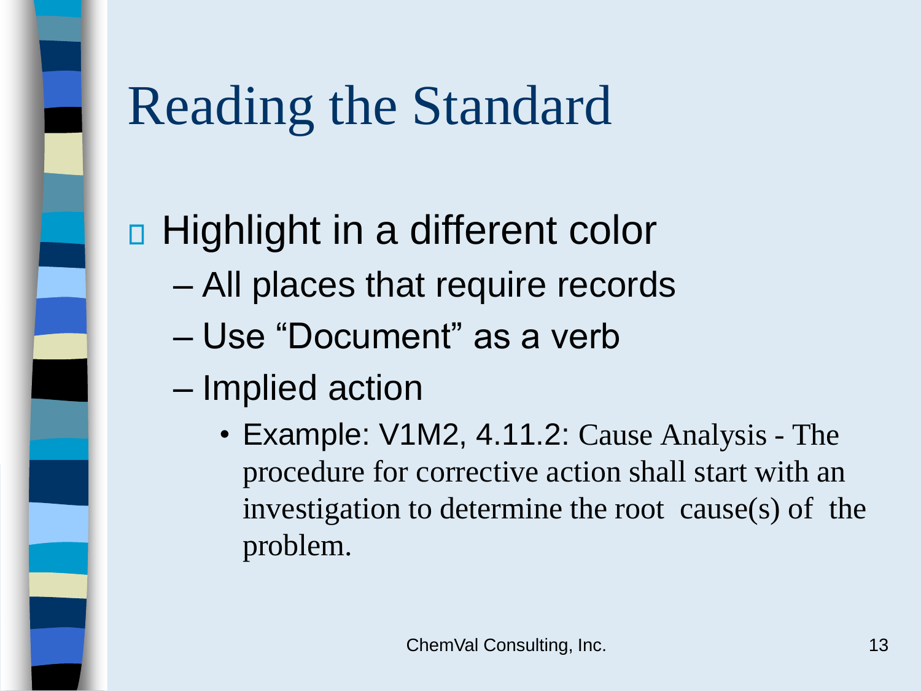# Reading the Standard

- Highlight in a different color
  - All places that require records
  - Use “Document” as a verb
  - Implied action
    - Example: V1M2, 4.11.2: Cause Analysis - The procedure for corrective action shall start with an investigation to determine the root cause(s) of the problem.

ChemVal Consulting, Inc.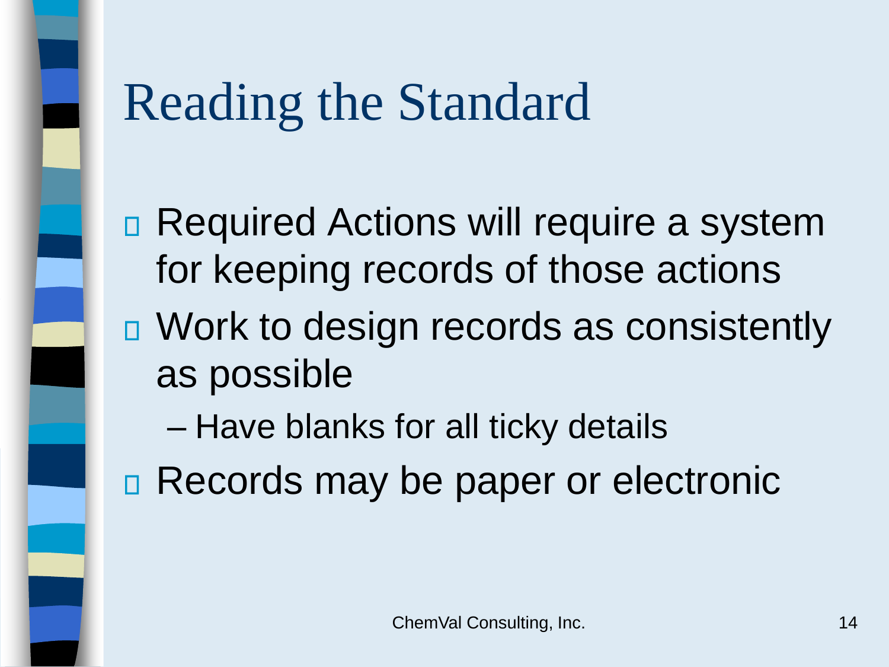# Reading the Standard

- Required Actions will require a system for keeping records of those actions
- Work to design records as consistently as possible
  - Have blanks for all ticky details
- Records may be paper or electronic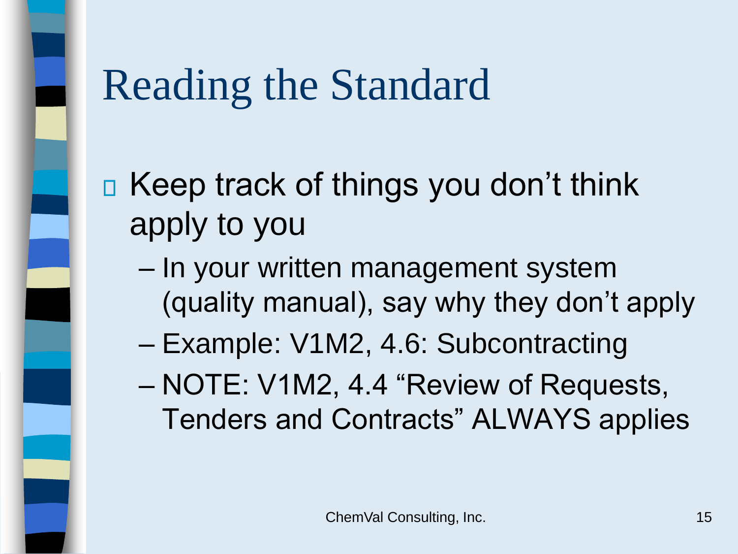# Reading the Standard

- Keep track of things you don't think apply to you
  - In your written management system (quality manual), say why they don't apply
  - Example: V1M2, 4.6: Subcontracting
  - NOTE: V1M2, 4.4 "Review of Requests, Tenders and Contracts" ALWAYS applies

ChemVal Consulting, Inc.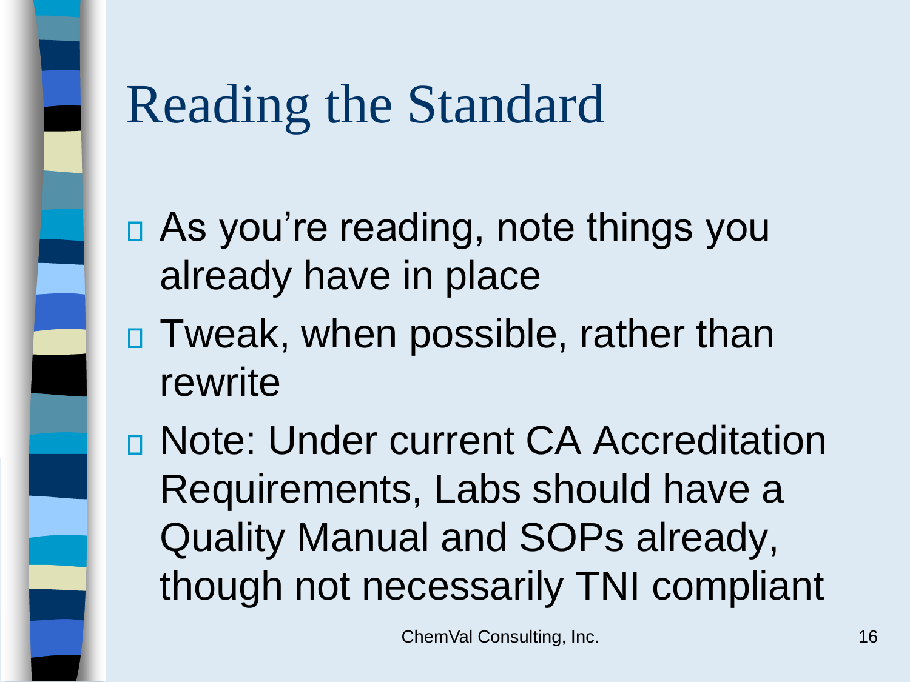# Reading the Standard

- As you're reading, note things you already have in place
- Tweak, when possible, rather than rewrite
- Note: Under current CA Accreditation Requirements, Labs should have a Quality Manual and SOPs already, though not necessarily TNI compliant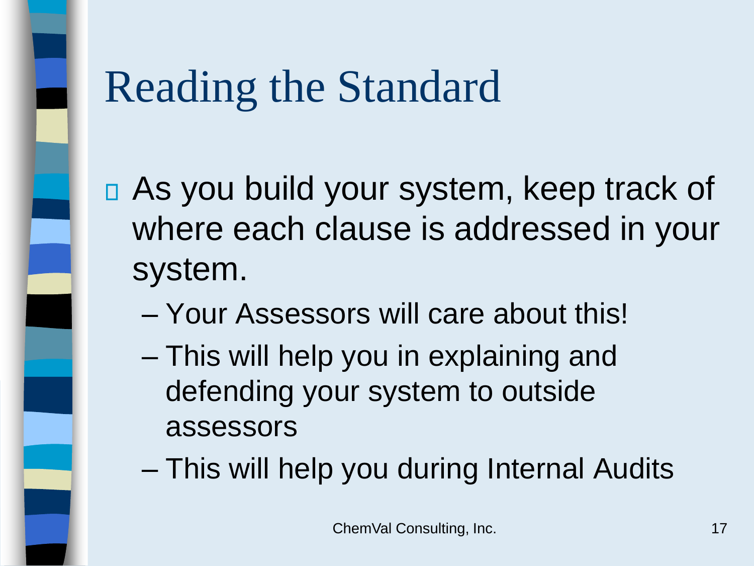# Reading the Standard

- As you build your system, keep track of where each clause is addressed in your system.
  - Your Assessors will care about this!
  - This will help you in explaining and defending your system to outside assessors
  - This will help you during Internal Audits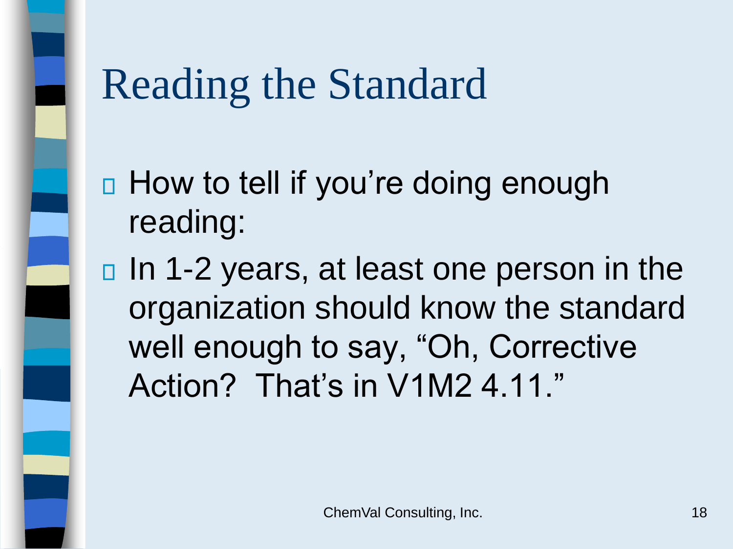# Reading the Standard

- How to tell if you're doing enough reading:
- In 1-2 years, at least one person in the organization should know the standard well enough to say, "Oh, Corrective Action? That's in V1M2 4.11."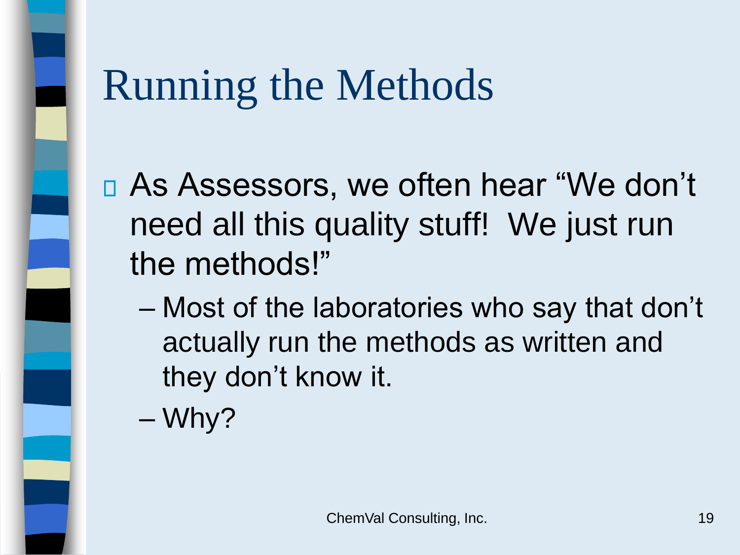# Running the Methods

- As Assessors, we often hear “We don’t need all this quality stuff! We just run the methods!”
  - Most of the laboratories who say that don’t actually run the methods as written and they don’t know it.
  - Why?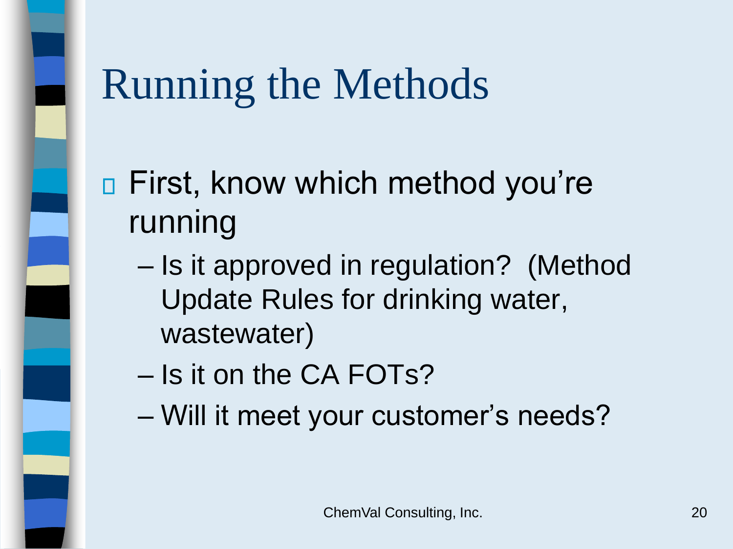# Running the Methods

- First, know which method you're running
  - Is it approved in regulation? (Method Update Rules for drinking water, wastewater)
  - Is it on the CA FOTs?
  - Will it meet your customer's needs?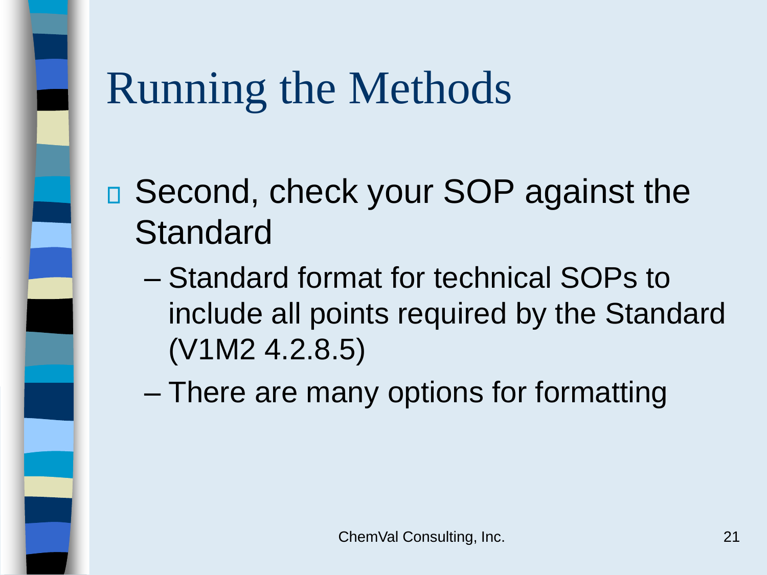# Running the Methods

- Second, check your SOP against the Standard
  - Standard format for technical SOPs to include all points required by the Standard (V1M2 4.2.8.5)
  - There are many options for formatting

ChemVal Consulting, Inc.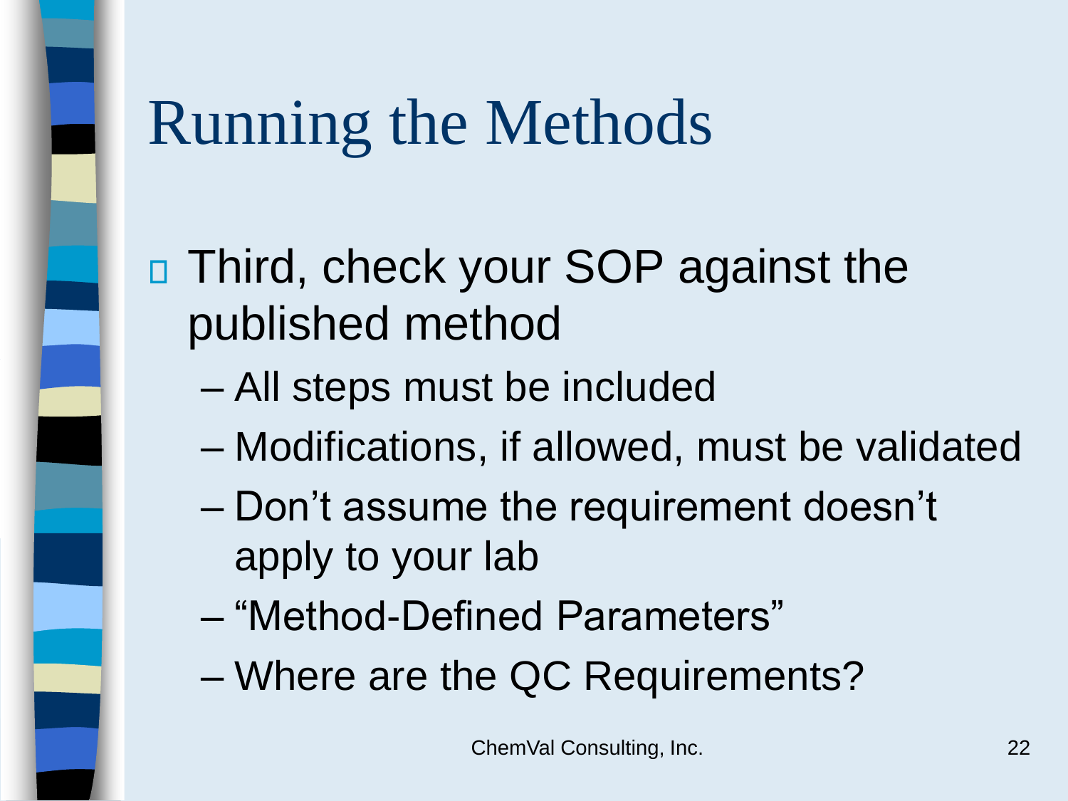# Running the Methods

- Third, check your SOP against the published method
  - All steps must be included
  - Modifications, if allowed, must be validated
  - Don't assume the requirement doesn't apply to your lab
  - "Method-Defined Parameters"
  - Where are the QC Requirements?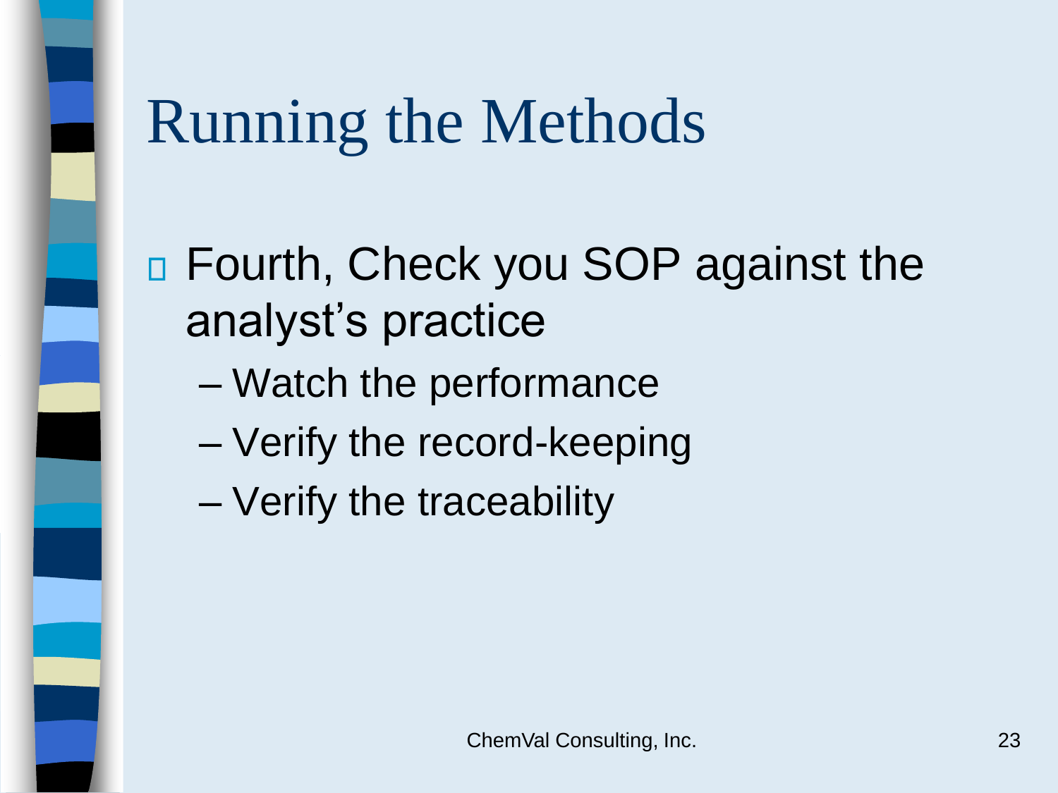# Running the Methods

- Fourth, Check you SOP against the analyst's practice
  - Watch the performance
  - Verify the record-keeping
  - Verify the traceability

ChemVal Consulting, Inc.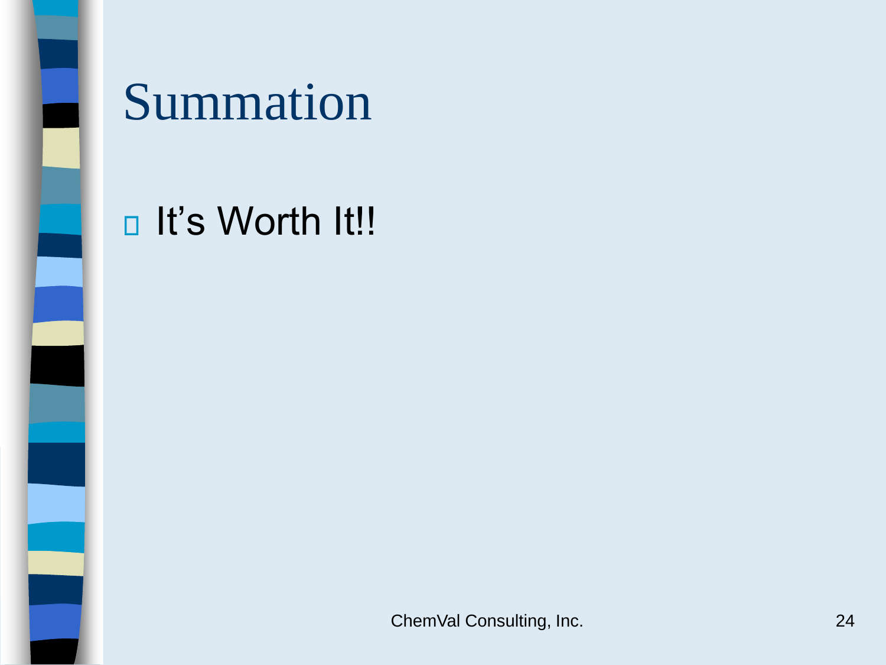# Summation

- It's Worth It!!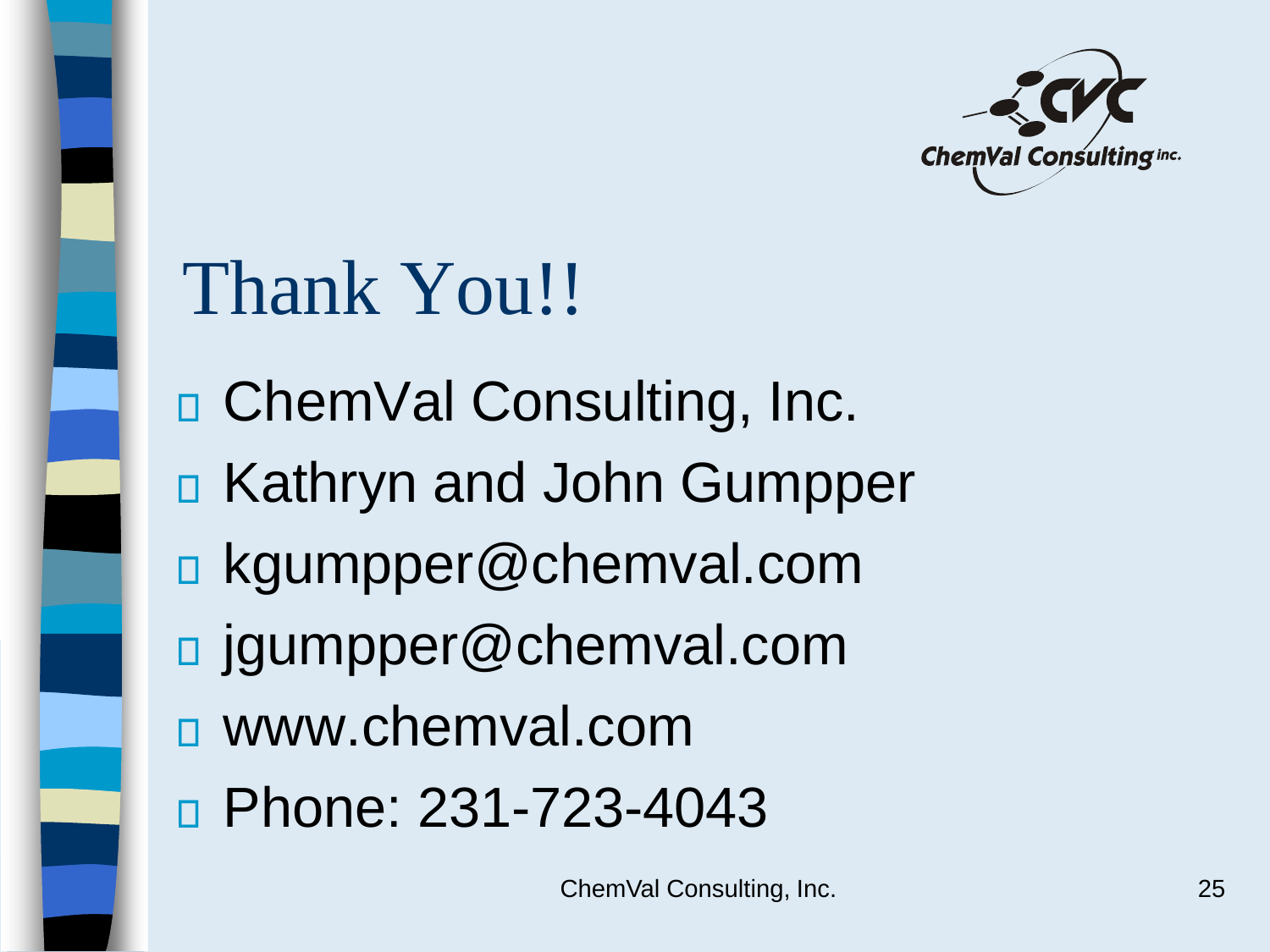# Thank You!!

- ChemVal Consulting, Inc.
- Kathryn and John Gumpper
- kgumpper@chemval.com
- jgumpper@chemval.com
- www.chemval.com
- Phone: 231-723-4043